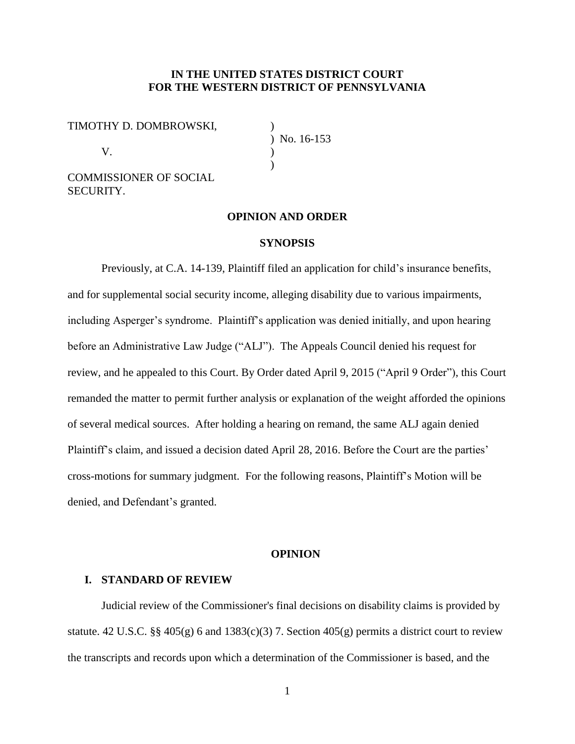**IN THE UNITED STATES DISTRICT COURT**
**FOR THE WESTERN DISTRICT OF PENNSYLVANIA**

TIMOTHY D. DOMBROWSKI, ) No. 16-153

V.

COMMISSIONER OF SOCIAL SECURITY.

**OPINION AND ORDER**

**SYNOPSIS**

Previously, at C.A. 14-139, Plaintiff filed an application for child's insurance benefits, and for supplemental social security income, alleging disability due to various impairments, including Asperger's syndrome. Plaintiff's application was denied initially, and upon hearing before an Administrative Law Judge ("ALJ"). The Appeals Council denied his request for review, and he appealed to this Court. By Order dated April 9, 2015 ("April 9 Order"), this Court remanded the matter to permit further analysis or explanation of the weight afforded the opinions of several medical sources. After holding a hearing on remand, the same ALJ again denied Plaintiff's claim, and issued a decision dated April 28, 2016. Before the Court are the parties' cross-motions for summary judgment. For the following reasons, Plaintiff's Motion will be denied, and Defendant's granted.

**OPINION**

## I. STANDARD OF REVIEW

Judicial review of the Commissioner's final decisions on disability claims is provided by statute. 42 U.S.C. §§ 405(g) 6 and 1383(c)(3) 7. Section 405(g) permits a district court to review the transcripts and records upon which a determination of the Commissioner is based, and the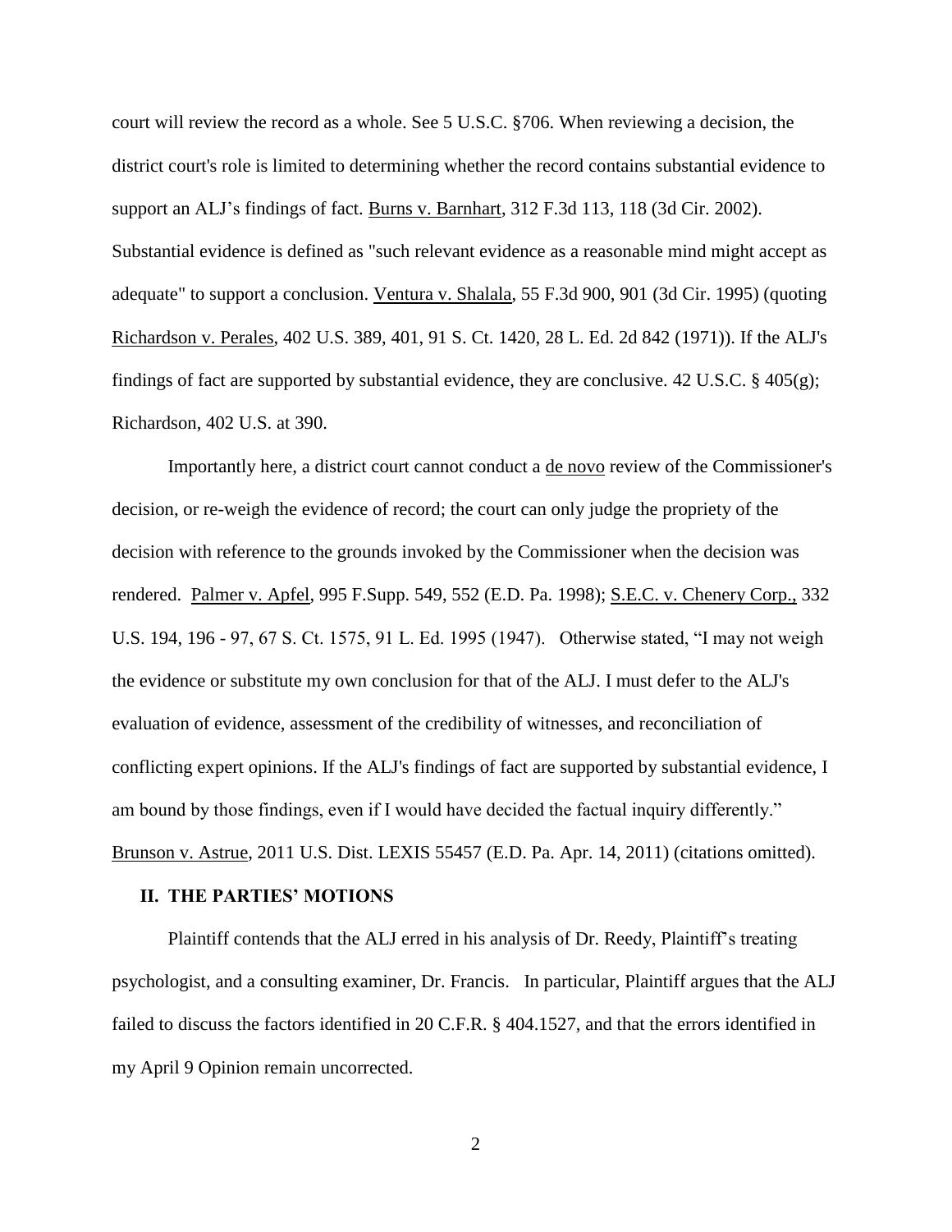court will review the record as a whole. See 5 U.S.C. §706. When reviewing a decision, the district court's role is limited to determining whether the record contains substantial evidence to support an ALJ's findings of fact. Burns v. Barnhart, 312 F.3d 113, 118 (3d Cir. 2002). Substantial evidence is defined as "such relevant evidence as a reasonable mind might accept as adequate" to support a conclusion. Ventura v. Shalala, 55 F.3d 900, 901 (3d Cir. 1995) (quoting Richardson v. Perales, 402 U.S. 389, 401, 91 S. Ct. 1420, 28 L. Ed. 2d 842 (1971)). If the ALJ's findings of fact are supported by substantial evidence, they are conclusive. 42 U.S.C. § 405(g); Richardson, 402 U.S. at 390.

Importantly here, a district court cannot conduct a de novo review of the Commissioner's decision, or re-weigh the evidence of record; the court can only judge the propriety of the decision with reference to the grounds invoked by the Commissioner when the decision was rendered. Palmer v. Apfel, 995 F.Supp. 549, 552 (E.D. Pa. 1998); S.E.C. v. Chenery Corp., 332 U.S. 194, 196 - 97, 67 S. Ct. 1575, 91 L. Ed. 1995 (1947). Otherwise stated, "I may not weigh the evidence or substitute my own conclusion for that of the ALJ. I must defer to the ALJ's evaluation of evidence, assessment of the credibility of witnesses, and reconciliation of conflicting expert opinions. If the ALJ's findings of fact are supported by substantial evidence, I am bound by those findings, even if I would have decided the factual inquiry differently." Brunson v. Astrue, 2011 U.S. Dist. LEXIS 55457 (E.D. Pa. Apr. 14, 2011) (citations omitted).

## II. THE PARTIES' MOTIONS

Plaintiff contends that the ALJ erred in his analysis of Dr. Reedy, Plaintiff's treating psychologist, and a consulting examiner, Dr. Francis. In particular, Plaintiff argues that the ALJ failed to discuss the factors identified in 20 C.F.R. § 404.1527, and that the errors identified in my April 9 Opinion remain uncorrected.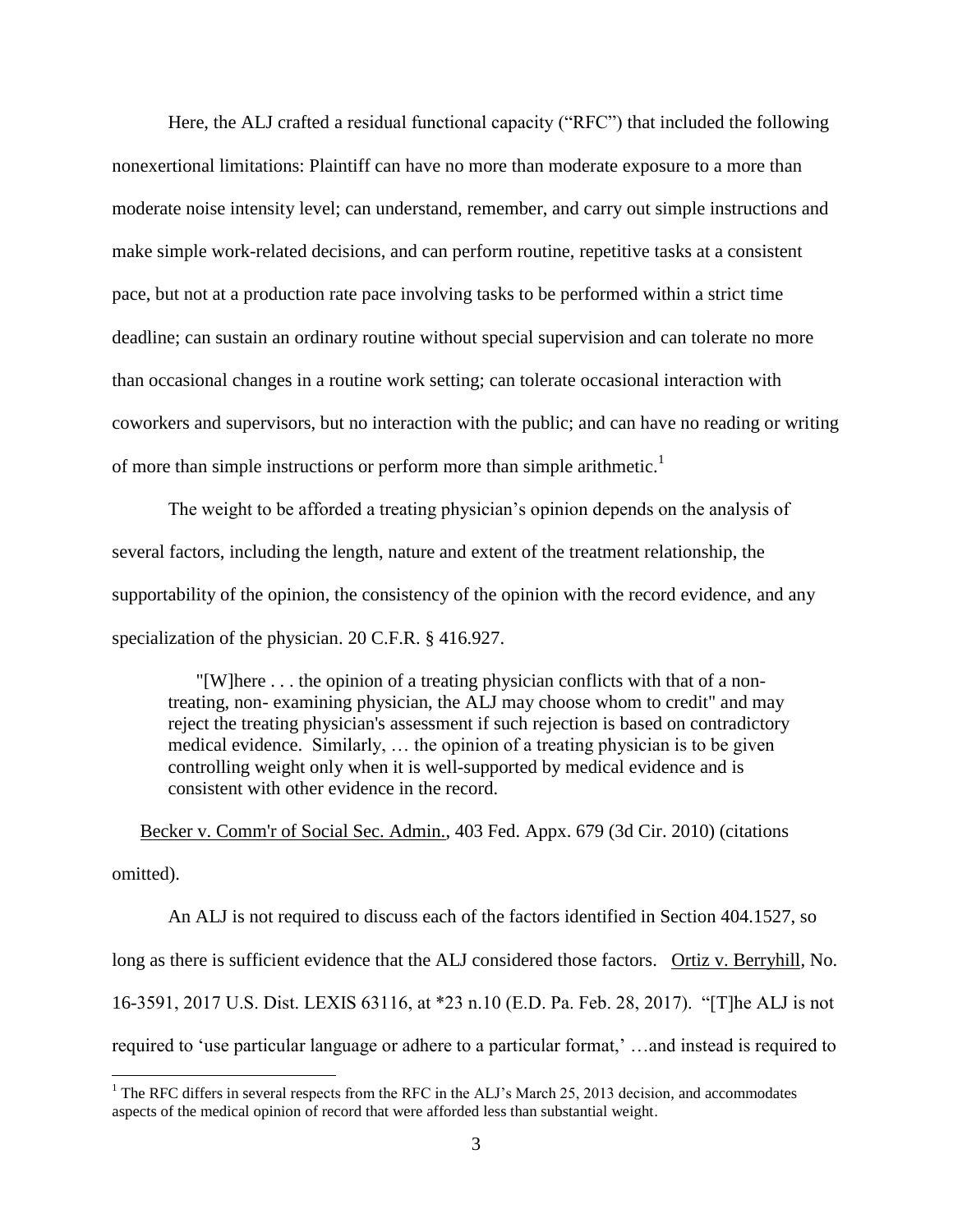Here, the ALJ crafted a residual functional capacity ("RFC") that included the following nonexertional limitations: Plaintiff can have no more than moderate exposure to a more than moderate noise intensity level; can understand, remember, and carry out simple instructions and make simple work-related decisions, and can perform routine, repetitive tasks at a consistent pace, but not at a production rate pace involving tasks to be performed within a strict time deadline; can sustain an ordinary routine without special supervision and can tolerate no more than occasional changes in a routine work setting; can tolerate occasional interaction with coworkers and supervisors, but no interaction with the public; and can have no reading or writing of more than simple instructions or perform more than simple arithmetic.[1]

The weight to be afforded a treating physician's opinion depends on the analysis of several factors, including the length, nature and extent of the treatment relationship, the supportability of the opinion, the consistency of the opinion with the record evidence, and any specialization of the physician. 20 C.F.R. § 416.927.

> "[W]here . . . the opinion of a treating physician conflicts with that of a non-treating, non- examining physician, the ALJ may choose whom to credit" and may reject the treating physician's assessment if such rejection is based on contradictory medical evidence. Similarly, … the opinion of a treating physician is to be given controlling weight only when it is well-supported by medical evidence and is consistent with other evidence in the record.

Becker v. Comm'r of Social Sec. Admin., 403 Fed. Appx. 679 (3d Cir. 2010) (citations omitted).

An ALJ is not required to discuss each of the factors identified in Section 404.1527, so long as there is sufficient evidence that the ALJ considered those factors. Ortiz v. Berryhill, No. 16-3591, 2017 U.S. Dist. LEXIS 63116, at *23 n.10 (E.D. Pa. Feb. 28, 2017). "[T]he ALJ is not required to 'use particular language or adhere to a particular format,' …and instead is required to

[1] The RFC differs in several respects from the RFC in the ALJ's March 25, 2013 decision, and accommodates aspects of the medical opinion of record that were afforded less than substantial weight.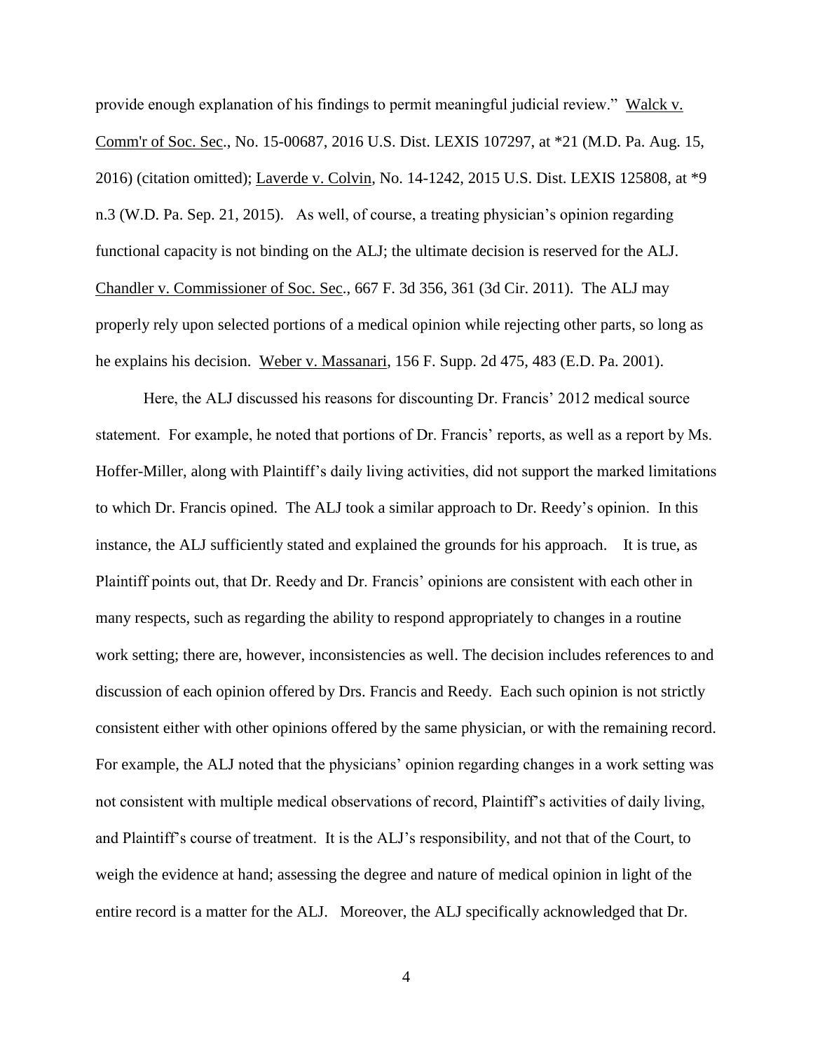provide enough explanation of his findings to permit meaningful judicial review." Walck v. Comm'r of Soc. Sec., No. 15-00687, 2016 U.S. Dist. LEXIS 107297, at *21 (M.D. Pa. Aug. 15, 2016) (citation omitted); Laverde v. Colvin, No. 14-1242, 2015 U.S. Dist. LEXIS 125808, at *9 n.3 (W.D. Pa. Sep. 21, 2015). As well, of course, a treating physician's opinion regarding functional capacity is not binding on the ALJ; the ultimate decision is reserved for the ALJ. Chandler v. Commissioner of Soc. Sec., 667 F. 3d 356, 361 (3d Cir. 2011). The ALJ may properly rely upon selected portions of a medical opinion while rejecting other parts, so long as he explains his decision. Weber v. Massanari, 156 F. Supp. 2d 475, 483 (E.D. Pa. 2001).

Here, the ALJ discussed his reasons for discounting Dr. Francis' 2012 medical source statement. For example, he noted that portions of Dr. Francis' reports, as well as a report by Ms. Hoffer-Miller, along with Plaintiff's daily living activities, did not support the marked limitations to which Dr. Francis opined. The ALJ took a similar approach to Dr. Reedy's opinion. In this instance, the ALJ sufficiently stated and explained the grounds for his approach. It is true, as Plaintiff points out, that Dr. Reedy and Dr. Francis' opinions are consistent with each other in many respects, such as regarding the ability to respond appropriately to changes in a routine work setting; there are, however, inconsistencies as well. The decision includes references to and discussion of each opinion offered by Drs. Francis and Reedy. Each such opinion is not strictly consistent either with other opinions offered by the same physician, or with the remaining record. For example, the ALJ noted that the physicians' opinion regarding changes in a work setting was not consistent with multiple medical observations of record, Plaintiff's activities of daily living, and Plaintiff's course of treatment. It is the ALJ's responsibility, and not that of the Court, to weigh the evidence at hand; assessing the degree and nature of medical opinion in light of the entire record is a matter for the ALJ. Moreover, the ALJ specifically acknowledged that Dr.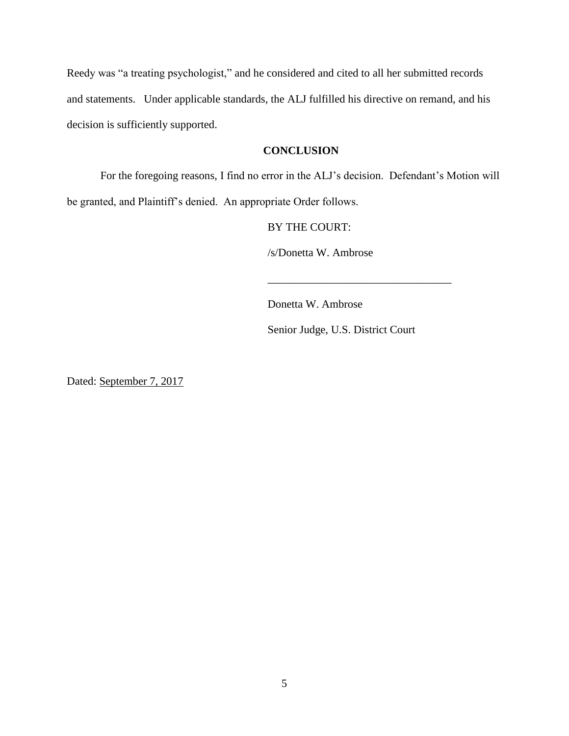Reedy was "a treating psychologist," and he considered and cited to all her submitted records and statements. Under applicable standards, the ALJ fulfilled his directive on remand, and his decision is sufficiently supported.

## CONCLUSION

For the foregoing reasons, I find no error in the ALJ's decision. Defendant's Motion will be granted, and Plaintiff's denied. An appropriate Order follows.

BY THE COURT:

/s/Donetta W. Ambrose

\_\_\_\_\_\_\_\_\_\_\_\_\_\_\_\_\_\_\_\_\_\_\_\_\_\_\_\_\_\_\_\_\_\_

Donetta W. Ambrose

Senior Judge, U.S. District Court

Dated: September 7, 2017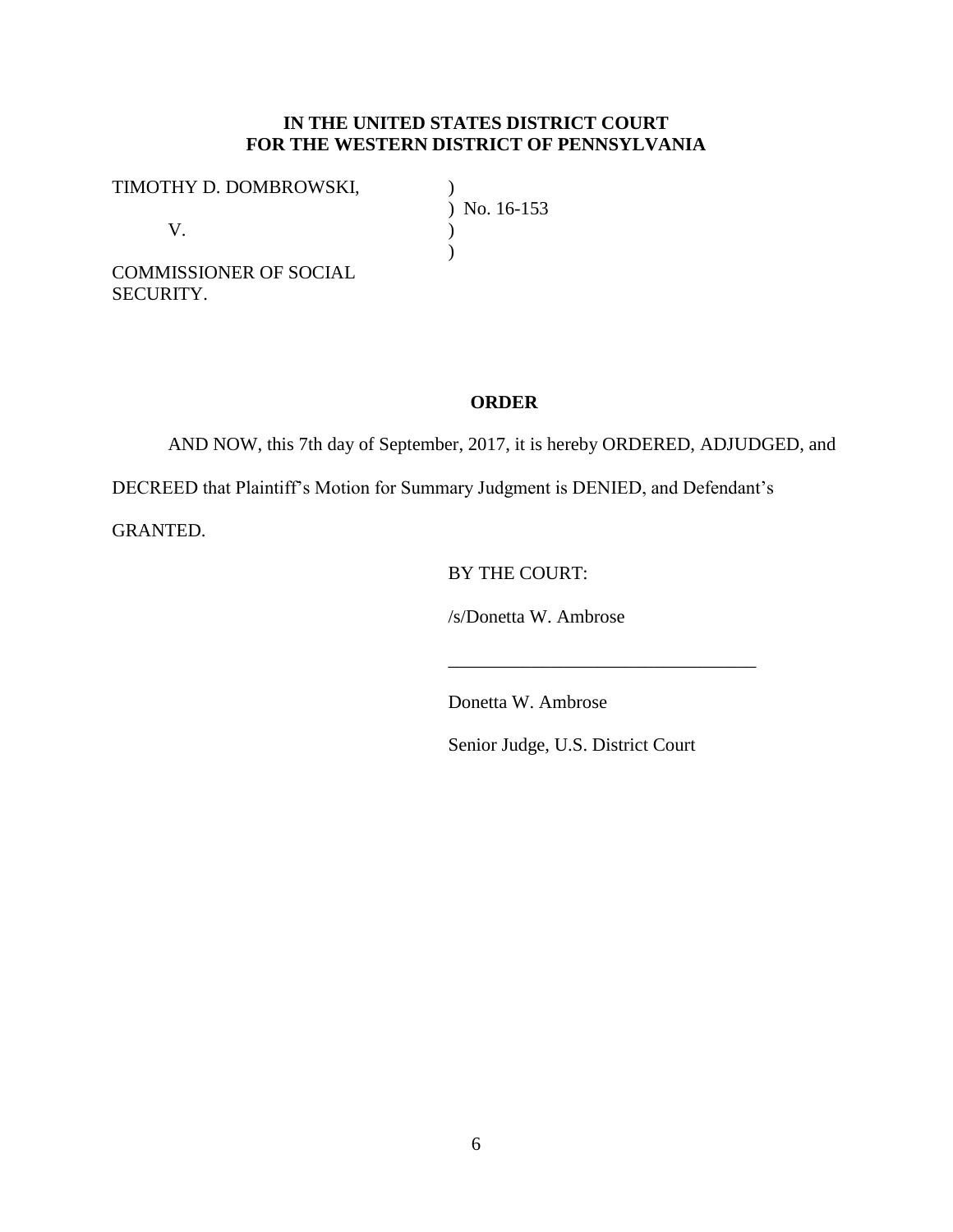**IN THE UNITED STATES DISTRICT COURT FOR THE WESTERN DISTRICT OF PENNSYLVANIA**

TIMOTHY D. DOMBROWSKI, )
) No. 16-153
V. )
)
COMMISSIONER OF SOCIAL SECURITY.

**ORDER**

AND NOW, this 7th day of September, 2017, it is hereby ORDERED, ADJUDGED, and DECREED that Plaintiff's Motion for Summary Judgment is DENIED, and Defendant's GRANTED.

BY THE COURT:

/s/Donetta W. Ambrose

_________________________________

Donetta W. Ambrose

Senior Judge, U.S. District Court